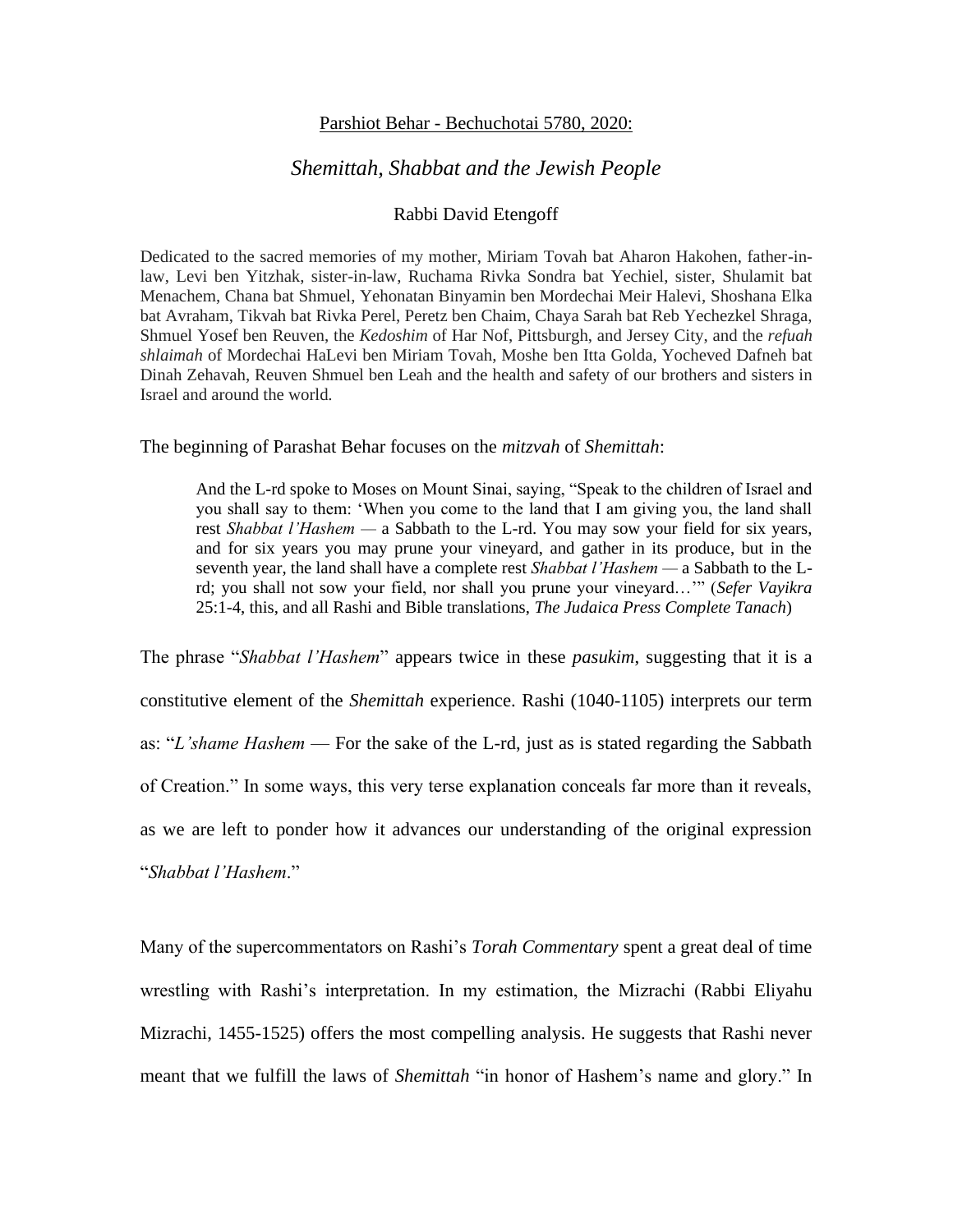Parshiot Behar - Bechuchotai 5780, 2020:

## *Shemittah, Shabbat and the Jewish People*

Rabbi David Etengoff

Dedicated to the sacred memories of my mother, Miriam Tovah bat Aharon Hakohen, father-in-law, Levi ben Yitzhak, sister-in-law, Ruchama Rivka Sondra bat Yechiel, sister, Shulamit bat Menachem, Chana bat Shmuel, Yehonatan Binyamin ben Mordechai Meir Halevi, Shoshana Elka bat Avraham, Tikvah bat Rivka Perel, Peretz ben Chaim, Chaya Sarah bat Reb Yechezkel Shraga, Shmuel Yosef ben Reuven, the *Kedoshim* of Har Nof, Pittsburgh, and Jersey City, and the *refuah shlaimah* of Mordechai HaLevi ben Miriam Tovah, Moshe ben Itta Golda, Yocheved Dafneh bat Dinah Zehavah, Reuven Shmuel ben Leah and the health and safety of our brothers and sisters in Israel and around the world.

The beginning of Parashat Behar focuses on the *mitzvah* of *Shemittah*:

> And the L-rd spoke to Moses on Mount Sinai, saying, "Speak to the children of Israel and you shall say to them: 'When you come to the land that I am giving you, the land shall rest *Shabbat l'Hashem* — a Sabbath to the L-rd. You may sow your field for six years, and for six years you may prune your vineyard, and gather in its produce, but in the seventh year, the land shall have a complete rest *Shabbat l'Hashem* — a Sabbath to the L-rd; you shall not sow your field, nor shall you prune your vineyard…'" (*Sefer Vayikra* 25:1-4, this, and all Rashi and Bible translations, *The Judaica Press Complete Tanach*)

The phrase "*Shabbat l'Hashem*" appears twice in these *pasukim*, suggesting that it is a constitutive element of the *Shemittah* experience. Rashi (1040-1105) interprets our term as: "*L'shame Hashem* — For the sake of the L-rd, just as is stated regarding the Sabbath of Creation." In some ways, this very terse explanation conceals far more than it reveals, as we are left to ponder how it advances our understanding of the original expression "*Shabbat l'Hashem*."

Many of the supercommentators on Rashi's *Torah Commentary* spent a great deal of time wrestling with Rashi's interpretation. In my estimation, the Mizrachi (Rabbi Eliyahu Mizrachi, 1455-1525) offers the most compelling analysis. He suggests that Rashi never meant that we fulfill the laws of *Shemittah* "in honor of Hashem's name and glory." In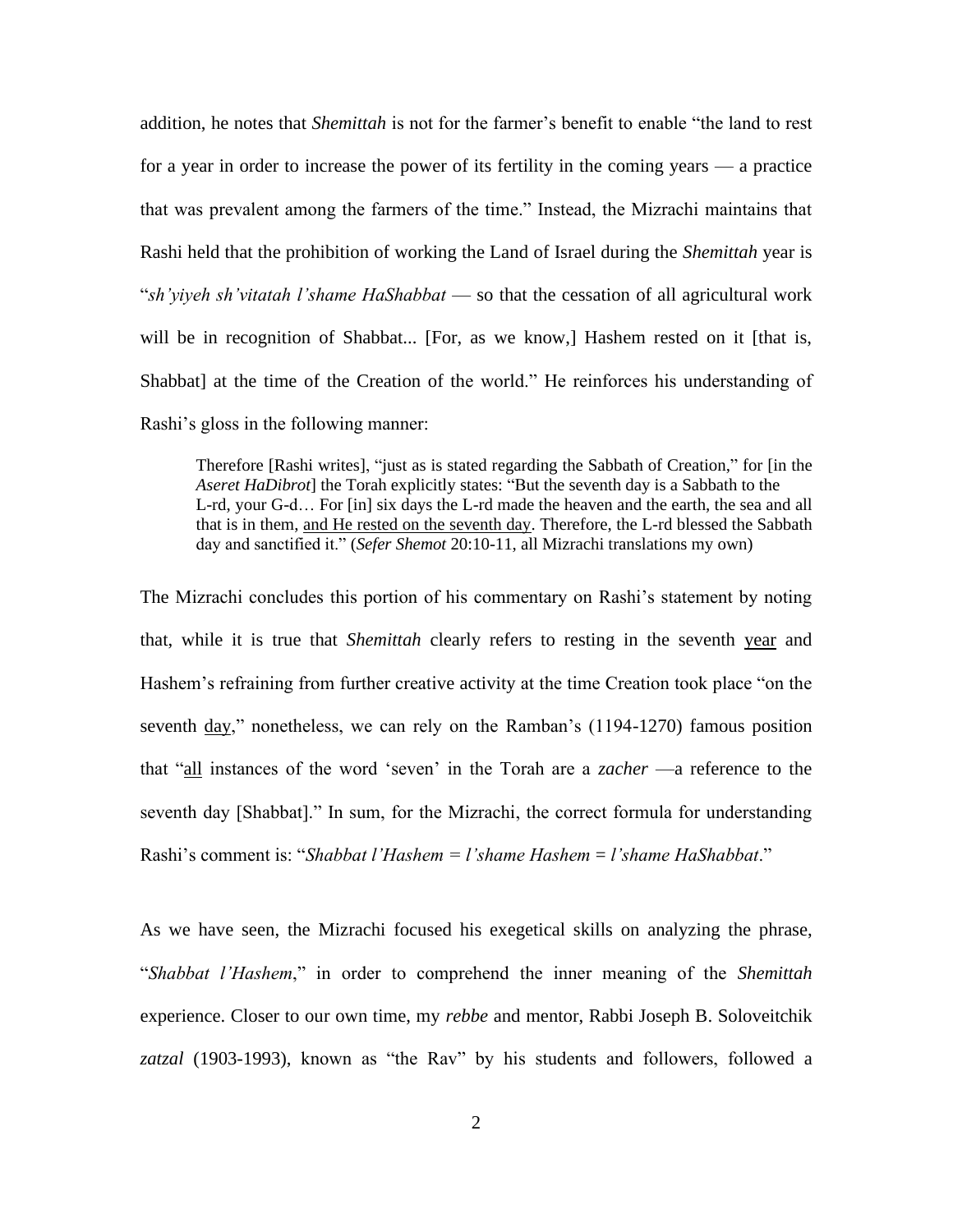addition, he notes that *Shemittah* is not for the farmer's benefit to enable "the land to rest for a year in order to increase the power of its fertility in the coming years — a practice that was prevalent among the farmers of the time." Instead, the Mizrachi maintains that Rashi held that the prohibition of working the Land of Israel during the *Shemittah* year is "*sh'yiyeh sh'vitatah l'shame HaShabbat* — so that the cessation of all agricultural work will be in recognition of Shabbat... [For, as we know,] Hashem rested on it [that is, Shabbat] at the time of the Creation of the world." He reinforces his understanding of Rashi's gloss in the following manner:

> Therefore [Rashi writes], "just as is stated regarding the Sabbath of Creation," for [in the *Aseret HaDibrot*] the Torah explicitly states: "But the seventh day is a Sabbath to the L-rd, your G-d… For [in] six days the L-rd made the heaven and the earth, the sea and all that is in them, <u>and He rested on the seventh day</u>. Therefore, the L-rd blessed the Sabbath day and sanctified it." (*Sefer Shemot* 20:10-11, all Mizrachi translations my own)

The Mizrachi concludes this portion of his commentary on Rashi's statement by noting that, while it is true that *Shemittah* clearly refers to resting in the seventh <u>year</u> and Hashem's refraining from further creative activity at the time Creation took place "on the seventh <u>day</u>," nonetheless, we can rely on the Ramban's (1194-1270) famous position that "<u>all</u> instances of the word 'seven' in the Torah are a *zacher* —a reference to the seventh day [Shabbat]." In sum, for the Mizrachi, the correct formula for understanding Rashi's comment is: "*Shabbat l'Hashem = l'shame Hashem = l'shame HaShabbat*."

As we have seen, the Mizrachi focused his exegetical skills on analyzing the phrase, "*Shabbat l'Hashem*," in order to comprehend the inner meaning of the *Shemittah* experience. Closer to our own time, my *rebbe* and mentor, Rabbi Joseph B. Soloveitchik *zatzal* (1903-1993), known as "the Rav" by his students and followers, followed a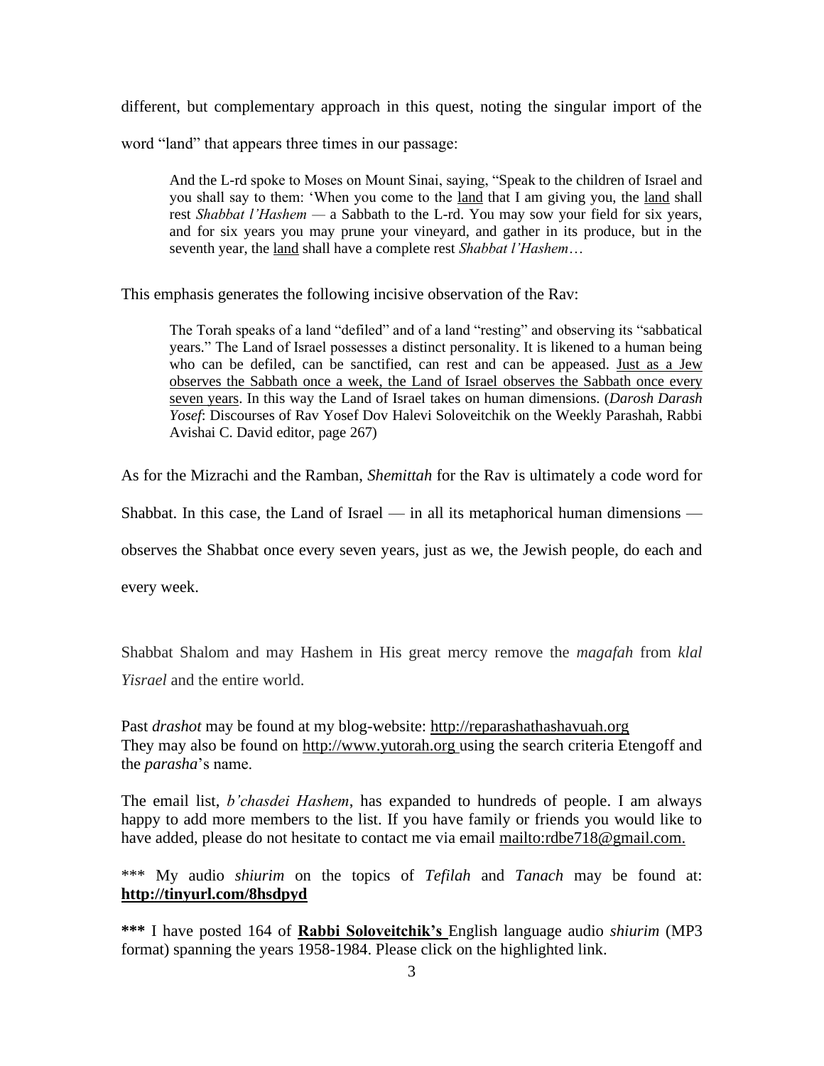different, but complementary approach in this quest, noting the singular import of the word "land" that appears three times in our passage:

> And the L-rd spoke to Moses on Mount Sinai, saying, "Speak to the children of Israel and you shall say to them: 'When you come to the <u>land</u> that I am giving you, the <u>land</u> shall rest *Shabbat l'Hashem* — a Sabbath to the L-rd. You may sow your field for six years, and for six years you may prune your vineyard, and gather in its produce, but in the seventh year, the <u>land</u> shall have a complete rest *Shabbat l'Hashem*…

This emphasis generates the following incisive observation of the Rav:

> The Torah speaks of a land "defiled" and of a land "resting" and observing its "sabbatical years." The Land of Israel possesses a distinct personality. It is likened to a human being who can be defiled, can be sanctified, can rest and can be appeased. <u>Just as a Jew observes the Sabbath once a week, the Land of Israel observes the Sabbath once every seven years</u>. In this way the Land of Israel takes on human dimensions. (*Darosh Darash Yosef*: Discourses of Rav Yosef Dov Halevi Soloveitchik on the Weekly Parashah, Rabbi Avishai C. David editor, page 267)

As for the Mizrachi and the Ramban, *Shemittah* for the Rav is ultimately a code word for Shabbat. In this case, the Land of Israel — in all its metaphorical human dimensions — observes the Shabbat once every seven years, just as we, the Jewish people, do each and every week.

Shabbat Shalom and may Hashem in His great mercy remove the *magafah* from *klal Yisrael* and the entire world.

Past *drashot* may be found at my blog-website: http://reparashathashavuah.org
They may also be found on http://www.yutorah.org using the search criteria Etengoff and the *parasha*'s name.

The email list, *b'chasdei Hashem*, has expanded to hundreds of people. I am always happy to add more members to the list. If you have family or friends you would like to have added, please do not hesitate to contact me via email mailto:rdbe718@gmail.com.

\*\*\* My audio *shiurim* on the topics of *Tefilah* and *Tanach* may be found at: **http://tinyurl.com/8hsdpyd**

**\*\*\*** I have posted 164 of **Rabbi Soloveitchik's** English language audio *shiurim* (MP3 format) spanning the years 1958-1984. Please click on the highlighted link.